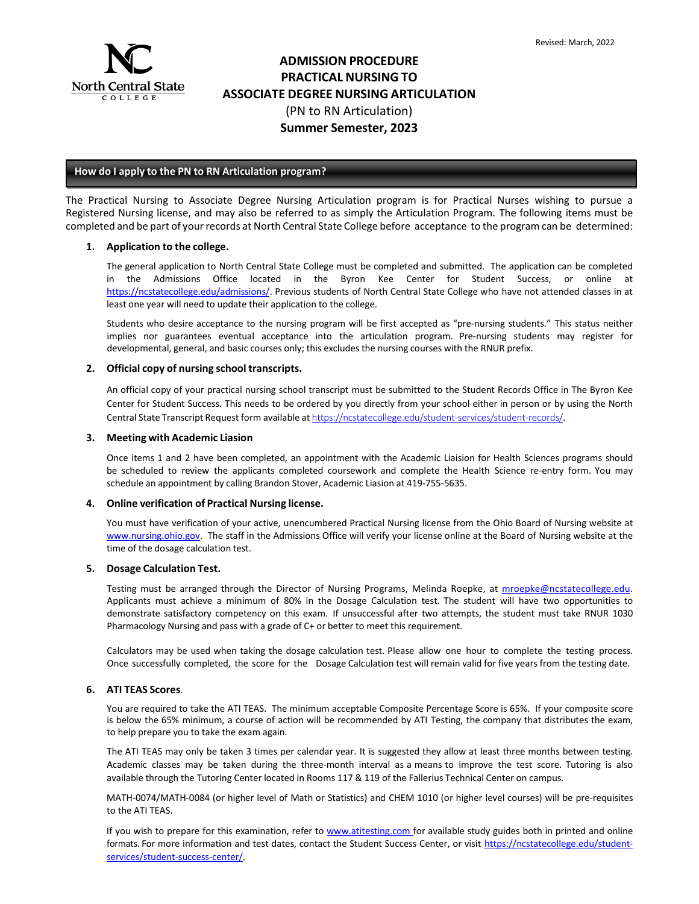Revised: March, 2022

# ADMISSION PROCEDURE
# PRACTICAL NURSING TO ASSOCIATE DEGREE NURSING ARTICULATION
(PN to RN Articulation)
## Summer Semester, 2023

## How do I apply to the PN to RN Articulation program?

The Practical Nursing to Associate Degree Nursing Articulation program is for Practical Nurses wishing to pursue a Registered Nursing license, and may also be referred to as simply the Articulation Program. The following items must be completed and be part of your records at North Central State College before acceptance to the program can be determined:

1. **Application to the college.**

   The general application to North Central State College must be completed and submitted. The application can be completed in the Admissions Office located in the Byron Kee Center for Student Success, or online at https://ncstatecollege.edu/admissions/. Previous students of North Central State College who have not attended classes in at least one year will need to update their application to the college.

   Students who desire acceptance to the nursing program will be first accepted as "pre-nursing students." This status neither implies nor guarantees eventual acceptance into the articulation program. Pre-nursing students may register for developmental, general, and basic courses only; this excludes the nursing courses with the RNUR prefix.

2. **Official copy of nursing school transcripts.**

   An official copy of your practical nursing school transcript must be submitted to the Student Records Office in The Byron Kee Center for Student Success. This needs to be ordered by you directly from your school either in person or by using the North Central State Transcript Request form available at https://ncstatecollege.edu/student-services/student-records/.

3. **Meeting with Academic Liasion**

   Once items 1 and 2 have been completed, an appointment with the Academic Liaision for Health Sciences programs should be scheduled to review the applicants completed coursework and complete the Health Science re-entry form. You may schedule an appointment by calling Brandon Stover, Academic Liasion at 419-755-5635.

4. **Online verification of Practical Nursing license.**

   You must have verification of your active, unencumbered Practical Nursing license from the Ohio Board of Nursing website at www.nursing.ohio.gov. The staff in the Admissions Office will verify your license online at the Board of Nursing website at the time of the dosage calculation test.

5. **Dosage Calculation Test.**

   Testing must be arranged through the Director of Nursing Programs, Melinda Roepke, at mroepke@ncstatecollege.edu. Applicants must achieve a minimum of 80% in the Dosage Calculation test. The student will have two opportunities to demonstrate satisfactory competency on this exam. If unsuccessful after two attempts, the student must take RNUR 1030 Pharmacology Nursing and pass with a grade of C+ or better to meet this requirement.

   Calculators may be used when taking the dosage calculation test. Please allow one hour to complete the testing process. Once successfully completed, the score for the Dosage Calculation test will remain valid for five years from the testing date.

6. **ATI TEAS Scores**.

   You are required to take the ATI TEAS. The minimum acceptable Composite Percentage Score is 65%. If your composite score is below the 65% minimum, a course of action will be recommended by ATI Testing, the company that distributes the exam, to help prepare you to take the exam again.

   The ATI TEAS may only be taken 3 times per calendar year. It is suggested they allow at least three months between testing. Academic classes may be taken during the three-month interval as a means to improve the test score. Tutoring is also available through the Tutoring Center located in Rooms 117 & 119 of the Fallerius Technical Center on campus.

   MATH-0074/MATH-0084 (or higher level of Math or Statistics) and CHEM 1010 (or higher level courses) will be pre-requisites to the ATI TEAS.

   If you wish to prepare for this examination, refer to www.atitesting.com for available study guides both in printed and online formats. For more information and test dates, contact the Student Success Center, or visit https://ncstatecollege.edu/student-services/student-success-center/.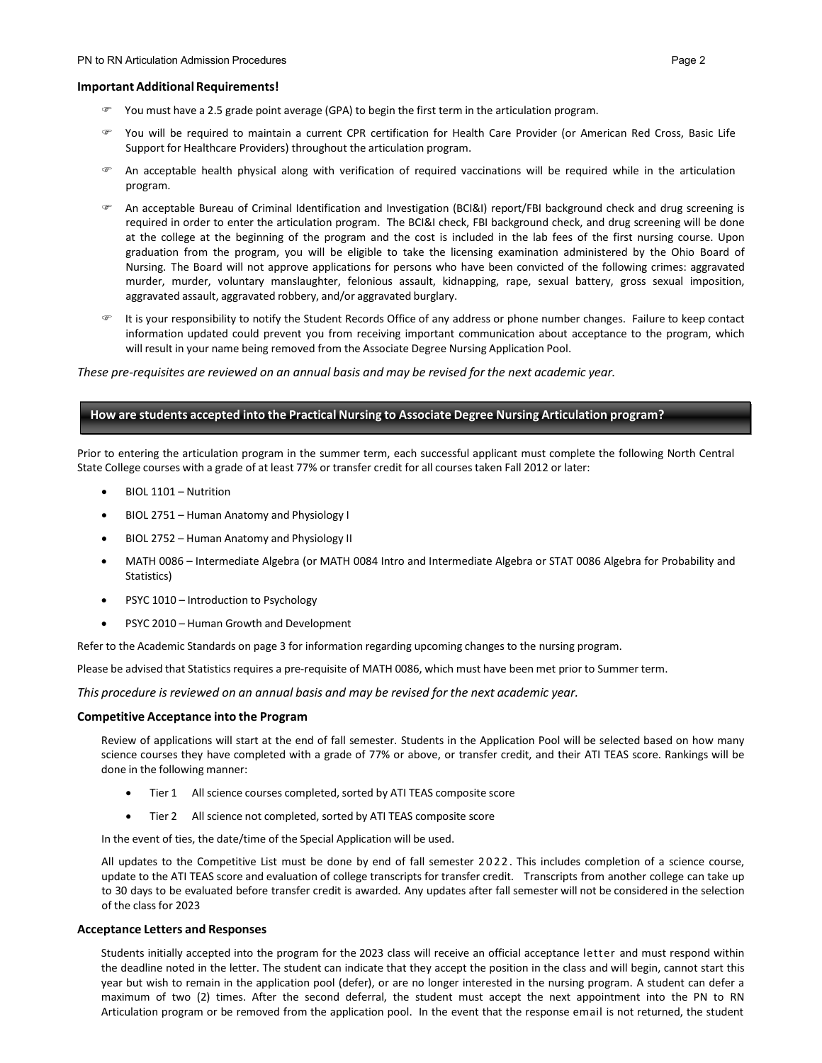**Important Additional Requirements!**

- You must have a 2.5 grade point average (GPA) to begin the first term in the articulation program.
- You will be required to maintain a current CPR certification for Health Care Provider (or American Red Cross, Basic Life Support for Healthcare Providers) throughout the articulation program.
- An acceptable health physical along with verification of required vaccinations will be required while in the articulation program.
- An acceptable Bureau of Criminal Identification and Investigation (BCI&I) report/FBI background check and drug screening is required in order to enter the articulation program. The BCI&I check, FBI background check, and drug screening will be done at the college at the beginning of the program and the cost is included in the lab fees of the first nursing course. Upon graduation from the program, you will be eligible to take the licensing examination administered by the Ohio Board of Nursing. The Board will not approve applications for persons who have been convicted of the following crimes: aggravated murder, murder, voluntary manslaughter, felonious assault, kidnapping, rape, sexual battery, gross sexual imposition, aggravated assault, aggravated robbery, and/or aggravated burglary.
- It is your responsibility to notify the Student Records Office of any address or phone number changes. Failure to keep contact information updated could prevent you from receiving important communication about acceptance to the program, which will result in your name being removed from the Associate Degree Nursing Application Pool.

*These pre-requisites are reviewed on an annual basis and may be revised for the next academic year.*

## How are students accepted into the Practical Nursing to Associate Degree Nursing Articulation program?

Prior to entering the articulation program in the summer term, each successful applicant must complete the following North Central State College courses with a grade of at least 77% or transfer credit for all courses taken Fall 2012 or later:

- BIOL 1101 – Nutrition
- BIOL 2751 – Human Anatomy and Physiology I
- BIOL 2752 – Human Anatomy and Physiology II
- MATH 0086 – Intermediate Algebra (or MATH 0084 Intro and Intermediate Algebra or STAT 0086 Algebra for Probability and Statistics)
- PSYC 1010 – Introduction to Psychology
- PSYC 2010 – Human Growth and Development

Refer to the Academic Standards on page 3 for information regarding upcoming changes to the nursing program.

Please be advised that Statistics requires a pre-requisite of MATH 0086, which must have been met prior to Summer term.

*This procedure is reviewed on an annual basis and may be revised for the next academic year.*

### Competitive Acceptance into the Program

Review of applications will start at the end of fall semester. Students in the Application Pool will be selected based on how many science courses they have completed with a grade of 77% or above, or transfer credit, and their ATI TEAS score. Rankings will be done in the following manner:

- Tier 1 All science courses completed, sorted by ATI TEAS composite score
- Tier 2 All science not completed, sorted by ATI TEAS composite score

In the event of ties, the date/time of the Special Application will be used.

All updates to the Competitive List must be done by end of fall semester 2022. This includes completion of a science course, update to the ATI TEAS score and evaluation of college transcripts for transfer credit. Transcripts from another college can take up to 30 days to be evaluated before transfer credit is awarded. Any updates after fall semester will not be considered in the selection of the class for 2023

### Acceptance Letters and Responses

Students initially accepted into the program for the 2023 class will receive an official acceptance letter and must respond within the deadline noted in the letter. The student can indicate that they accept the position in the class and will begin, cannot start this year but wish to remain in the application pool (defer), or are no longer interested in the nursing program. A student can defer a maximum of two (2) times. After the second deferral, the student must accept the next appointment into the PN to RN Articulation program or be removed from the application pool. In the event that the response email is not returned, the student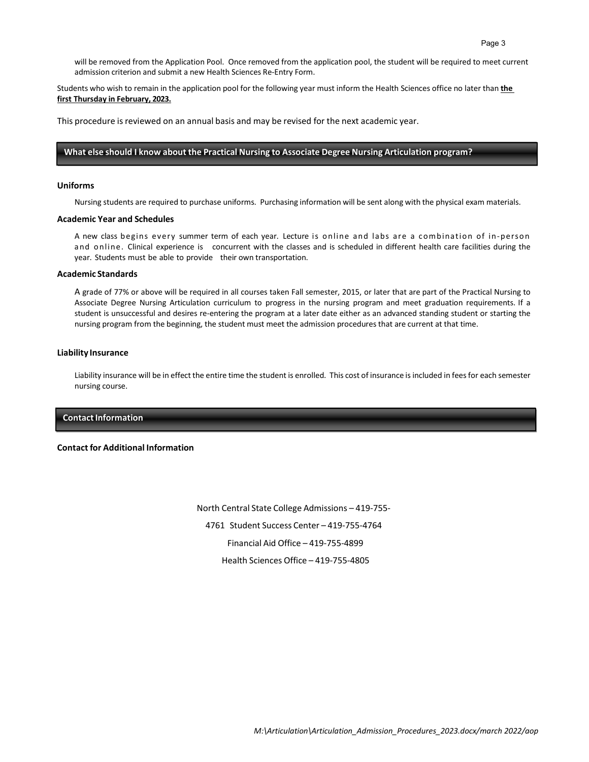will be removed from the Application Pool. Once removed from the application pool, the student will be required to meet current admission criterion and submit a new Health Sciences Re-Entry Form.

Students who wish to remain in the application pool for the following year must inform the Health Sciences office no later than **the first Thursday in February, 2023.**

This procedure is reviewed on an annual basis and may be revised for the next academic year.

## What else should I know about the Practical Nursing to Associate Degree Nursing Articulation program?

### Uniforms

Nursing students are required to purchase uniforms. Purchasing information will be sent along with the physical exam materials.

### Academic Year and Schedules

A new class begins every summer term of each year. Lecture is online and labs are a combination of in-person and online. Clinical experience is concurrent with the classes and is scheduled in different health care facilities during the year. Students must be able to provide their own transportation.

### Academic Standards

A grade of 77% or above will be required in all courses taken Fall semester, 2015, or later that are part of the Practical Nursing to Associate Degree Nursing Articulation curriculum to progress in the nursing program and meet graduation requirements. If a student is unsuccessful and desires re-entering the program at a later date either as an advanced standing student or starting the nursing program from the beginning, the student must meet the admission procedures that are current at that time.

### Liability Insurance

Liability insurance will be in effect the entire time the student is enrolled. This cost of insurance is included in fees for each semester nursing course.

## Contact Information

### Contact for Additional Information

North Central State College Admissions – 419-755-4761
Student Success Center – 419-755-4764
Financial Aid Office – 419-755-4899
Health Sciences Office – 419-755-4805

*M:\Articulation\Articulation_Admission_Procedures_2023.docx/march 2022/aop*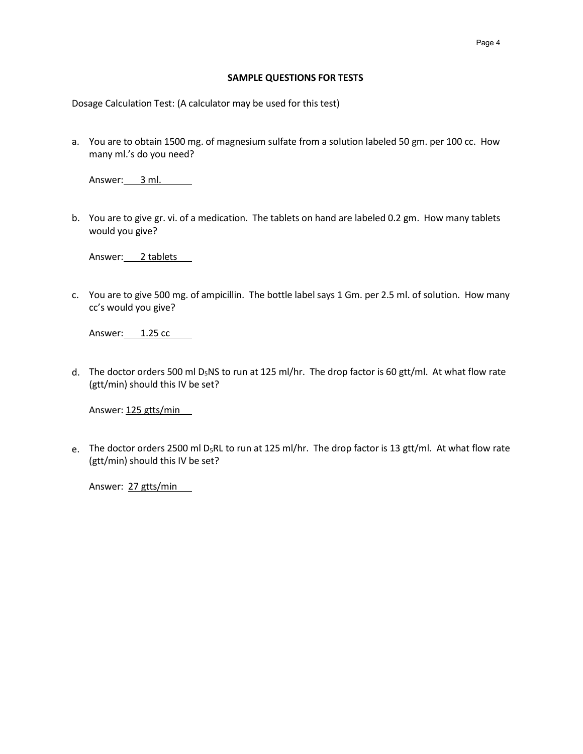## SAMPLE QUESTIONS FOR TESTS

Dosage Calculation Test: (A calculator may be used for this test)

a. You are to obtain 1500 mg. of magnesium sulfate from a solution labeled 50 gm. per 100 cc. How many ml.'s do you need?

   Answer: 3 ml.

b. You are to give gr. vi. of a medication. The tablets on hand are labeled 0.2 gm. How many tablets would you give?

   Answer: 2 tablets

c. You are to give 500 mg. of ampicillin. The bottle label says 1 Gm. per 2.5 ml. of solution. How many cc's would you give?

   Answer: 1.25 cc

d. The doctor orders 500 ml $D_5$NS to run at 125 ml/hr. The drop factor is 60 gtt/ml. At what flow rate (gtt/min) should this IV be set?

   Answer: 125 gtts/min

e. The doctor orders 2500 ml $D_5$RL to run at 125 ml/hr. The drop factor is 13 gtt/ml. At what flow rate (gtt/min) should this IV be set?

   Answer: 27 gtts/min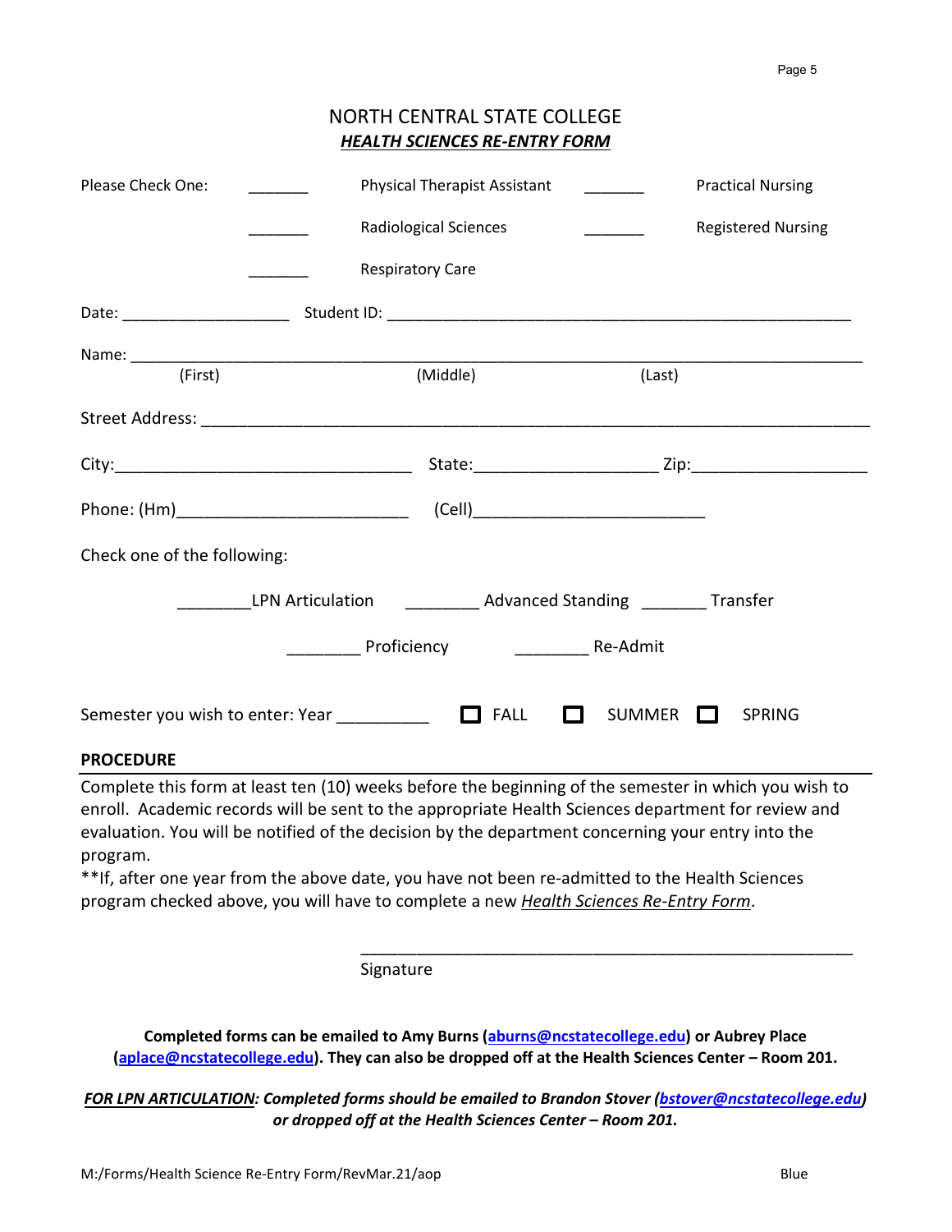# NORTH CENTRAL STATE COLLEGE

## ***HEALTH SCIENCES RE-ENTRY FORM***

Please Check One:

_______ Physical Therapist Assistant _______ Practical Nursing

_______ Radiological Sciences _______ Registered Nursing

_______ Respiratory Care

Date: ___________________ Student ID: ____________________________________________________

Name: ______________________________________________________________________________
(First) (Middle) (Last)

Street Address: _______________________________________________________________________

City:_______________________________ State:___________________ Zip:__________________

Phone: (Hm)_________________________ (Cell)_________________________

Check one of the following:

________LPN Articulation ________ Advanced Standing _______ Transfer

________ Proficiency ________ Re-Admit

Semester you wish to enter: Year __________ ☐ FALL ☐ SUMMER ☐ SPRING

**PROCEDURE**

Complete this form at least ten (10) weeks before the beginning of the semester in which you wish to enroll. Academic records will be sent to the appropriate Health Sciences department for review and evaluation. You will be notified of the decision by the department concerning your entry into the program.

**If, after one year from the above date, you have not been re-admitted to the Health Sciences program checked above, you will have to complete a new *Health Sciences Re-Entry Form*.

_____________________________________________________
Signature

**Completed forms can be emailed to Amy Burns (aburns@ncstatecollege.edu) or Aubrey Place (aplace@ncstatecollege.edu). They can also be dropped off at the Health Sciences Center – Room 201.**

***FOR LPN ARTICULATION: Completed forms should be emailed to Brandon Stover (bstover@ncstatecollege.edu) or dropped off at the Health Sciences Center – Room 201.***

M:/Forms/Health Science Re-Entry Form/RevMar.21/aop Blue